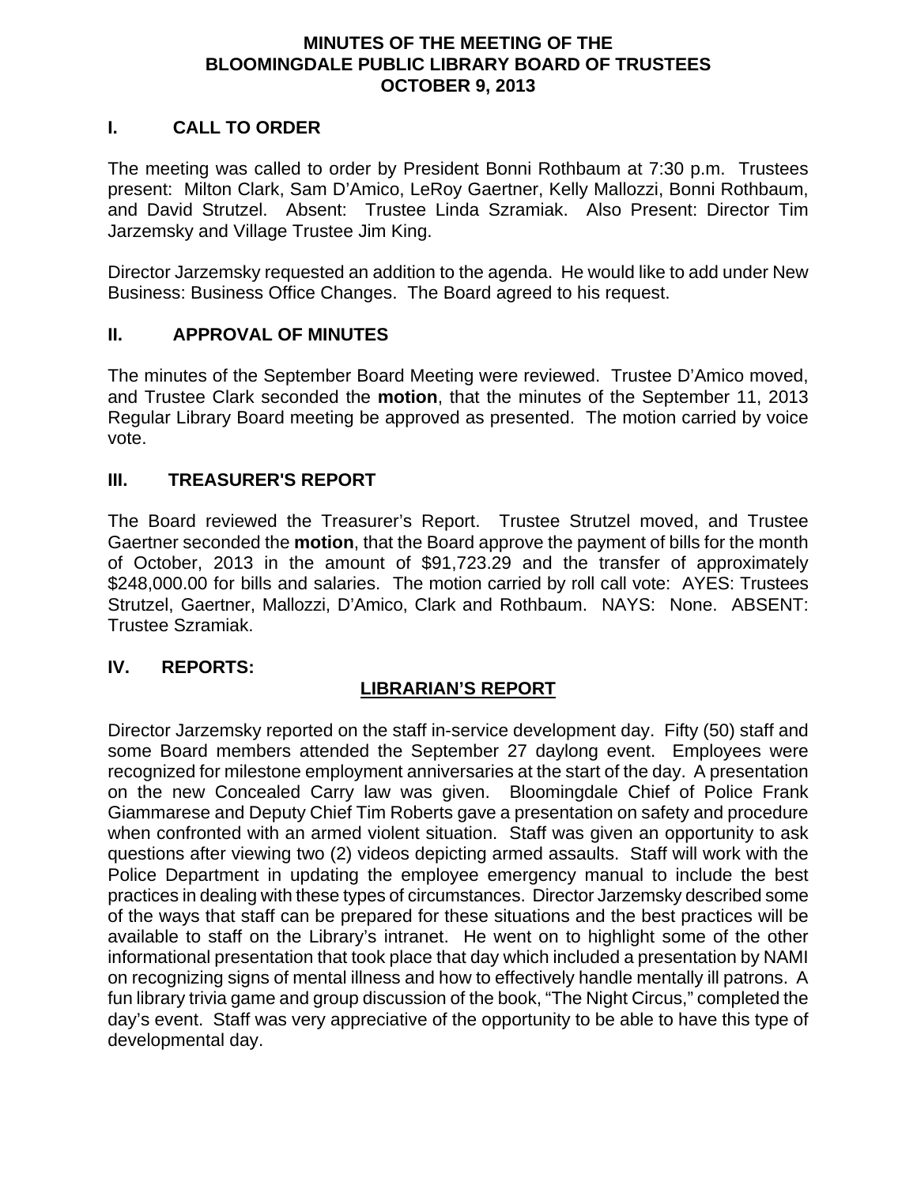# MINUTES OF THE MEETING OF THE BLOOMINGDALE PUBLIC LIBRARY BOARD OF TRUSTEES OCTOBER 9, 2013

## I. CALL TO ORDER

The meeting was called to order by President Bonni Rothbaum at 7:30 p.m. Trustees present: Milton Clark, Sam D'Amico, LeRoy Gaertner, Kelly Mallozzi, Bonni Rothbaum, and David Strutzel. Absent: Trustee Linda Szramiak. Also Present: Director Tim Jarzemsky and Village Trustee Jim King.

Director Jarzemsky requested an addition to the agenda. He would like to add under New Business: Business Office Changes. The Board agreed to his request.

## II. APPROVAL OF MINUTES

The minutes of the September Board Meeting were reviewed. Trustee D'Amico moved, and Trustee Clark seconded the **motion**, that the minutes of the September 11, 2013 Regular Library Board meeting be approved as presented. The motion carried by voice vote.

## III. TREASURER'S REPORT

The Board reviewed the Treasurer's Report. Trustee Strutzel moved, and Trustee Gaertner seconded the **motion**, that the Board approve the payment of bills for the month of October, 2013 in the amount of $91,723.29 and the transfer of approximately $248,000.00 for bills and salaries. The motion carried by roll call vote: AYES: Trustees Strutzel, Gaertner, Mallozzi, D'Amico, Clark and Rothbaum. NAYS: None. ABSENT: Trustee Szramiak.

## IV. REPORTS:

### LIBRARIAN'S REPORT

Director Jarzemsky reported on the staff in-service development day. Fifty (50) staff and some Board members attended the September 27 daylong event. Employees were recognized for milestone employment anniversaries at the start of the day. A presentation on the new Concealed Carry law was given. Bloomingdale Chief of Police Frank Giammarese and Deputy Chief Tim Roberts gave a presentation on safety and procedure when confronted with an armed violent situation. Staff was given an opportunity to ask questions after viewing two (2) videos depicting armed assaults. Staff will work with the Police Department in updating the employee emergency manual to include the best practices in dealing with these types of circumstances. Director Jarzemsky described some of the ways that staff can be prepared for these situations and the best practices will be available to staff on the Library's intranet. He went on to highlight some of the other informational presentation that took place that day which included a presentation by NAMI on recognizing signs of mental illness and how to effectively handle mentally ill patrons. A fun library trivia game and group discussion of the book, "The Night Circus," completed the day's event. Staff was very appreciative of the opportunity to be able to have this type of developmental day.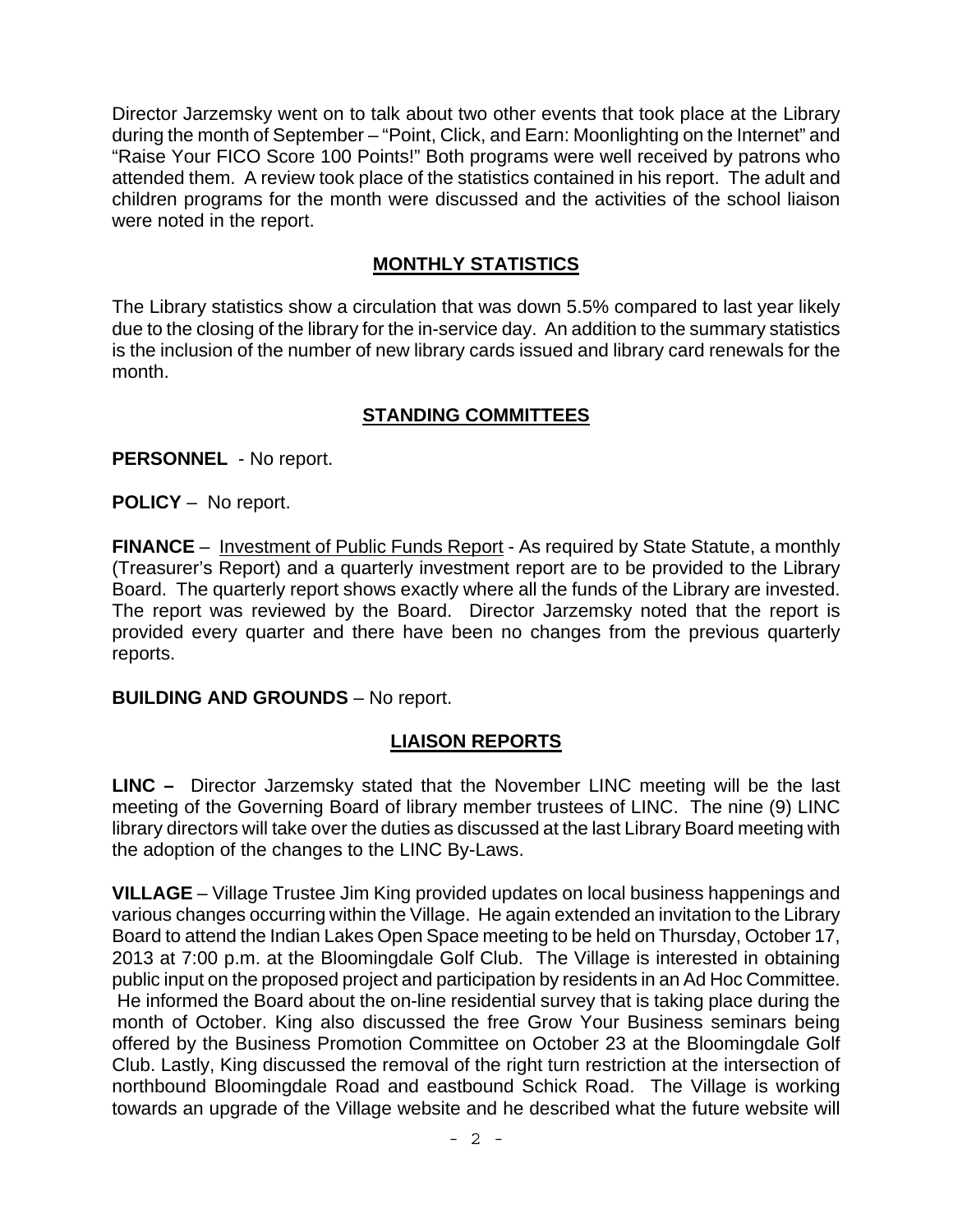Director Jarzemsky went on to talk about two other events that took place at the Library during the month of September – "Point, Click, and Earn: Moonlighting on the Internet" and "Raise Your FICO Score 100 Points!" Both programs were well received by patrons who attended them. A review took place of the statistics contained in his report. The adult and children programs for the month were discussed and the activities of the school liaison were noted in the report.

## MONTHLY STATISTICS

The Library statistics show a circulation that was down 5.5% compared to last year likely due to the closing of the library for the in-service day. An addition to the summary statistics is the inclusion of the number of new library cards issued and library card renewals for the month.

## STANDING COMMITTEES

**PERSONNEL** - No report.

**POLICY** – No report.

**FINANCE** – Investment of Public Funds Report - As required by State Statute, a monthly (Treasurer's Report) and a quarterly investment report are to be provided to the Library Board. The quarterly report shows exactly where all the funds of the Library are invested. The report was reviewed by the Board. Director Jarzemsky noted that the report is provided every quarter and there have been no changes from the previous quarterly reports.

**BUILDING AND GROUNDS** – No report.

## LIAISON REPORTS

**LINC –** Director Jarzemsky stated that the November LINC meeting will be the last meeting of the Governing Board of library member trustees of LINC. The nine (9) LINC library directors will take over the duties as discussed at the last Library Board meeting with the adoption of the changes to the LINC By-Laws.

**VILLAGE** – Village Trustee Jim King provided updates on local business happenings and various changes occurring within the Village. He again extended an invitation to the Library Board to attend the Indian Lakes Open Space meeting to be held on Thursday, October 17, 2013 at 7:00 p.m. at the Bloomingdale Golf Club. The Village is interested in obtaining public input on the proposed project and participation by residents in an Ad Hoc Committee. He informed the Board about the on-line residential survey that is taking place during the month of October. King also discussed the free Grow Your Business seminars being offered by the Business Promotion Committee on October 23 at the Bloomingdale Golf Club. Lastly, King discussed the removal of the right turn restriction at the intersection of northbound Bloomingdale Road and eastbound Schick Road. The Village is working towards an upgrade of the Village website and he described what the future website will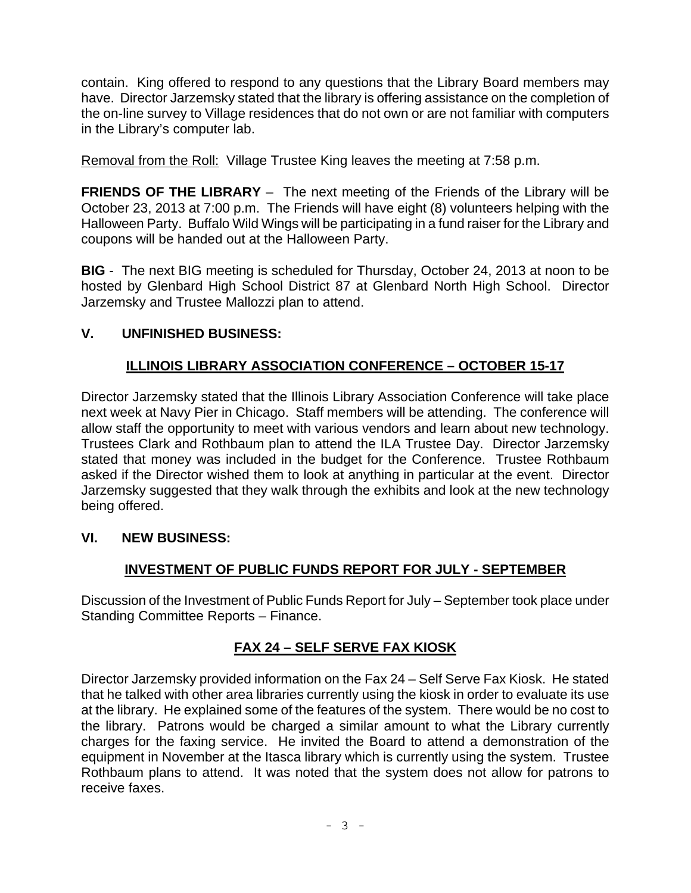contain. King offered to respond to any questions that the Library Board members may have. Director Jarzemsky stated that the library is offering assistance on the completion of the on-line survey to Village residences that do not own or are not familiar with computers in the Library's computer lab.

Removal from the Roll: Village Trustee King leaves the meeting at 7:58 p.m.

**FRIENDS OF THE LIBRARY** – The next meeting of the Friends of the Library will be October 23, 2013 at 7:00 p.m. The Friends will have eight (8) volunteers helping with the Halloween Party. Buffalo Wild Wings will be participating in a fund raiser for the Library and coupons will be handed out at the Halloween Party.

**BIG** - The next BIG meeting is scheduled for Thursday, October 24, 2013 at noon to be hosted by Glenbard High School District 87 at Glenbard North High School. Director Jarzemsky and Trustee Mallozzi plan to attend.

## V. UNFINISHED BUSINESS:

### ILLINOIS LIBRARY ASSOCIATION CONFERENCE – OCTOBER 15-17

Director Jarzemsky stated that the Illinois Library Association Conference will take place next week at Navy Pier in Chicago. Staff members will be attending. The conference will allow staff the opportunity to meet with various vendors and learn about new technology. Trustees Clark and Rothbaum plan to attend the ILA Trustee Day. Director Jarzemsky stated that money was included in the budget for the Conference. Trustee Rothbaum asked if the Director wished them to look at anything in particular at the event. Director Jarzemsky suggested that they walk through the exhibits and look at the new technology being offered.

## VI. NEW BUSINESS:

### INVESTMENT OF PUBLIC FUNDS REPORT FOR JULY - SEPTEMBER

Discussion of the Investment of Public Funds Report for July – September took place under Standing Committee Reports – Finance.

### FAX 24 – SELF SERVE FAX KIOSK

Director Jarzemsky provided information on the Fax 24 – Self Serve Fax Kiosk. He stated that he talked with other area libraries currently using the kiosk in order to evaluate its use at the library. He explained some of the features of the system. There would be no cost to the library. Patrons would be charged a similar amount to what the Library currently charges for the faxing service. He invited the Board to attend a demonstration of the equipment in November at the Itasca library which is currently using the system. Trustee Rothbaum plans to attend. It was noted that the system does not allow for patrons to receive faxes.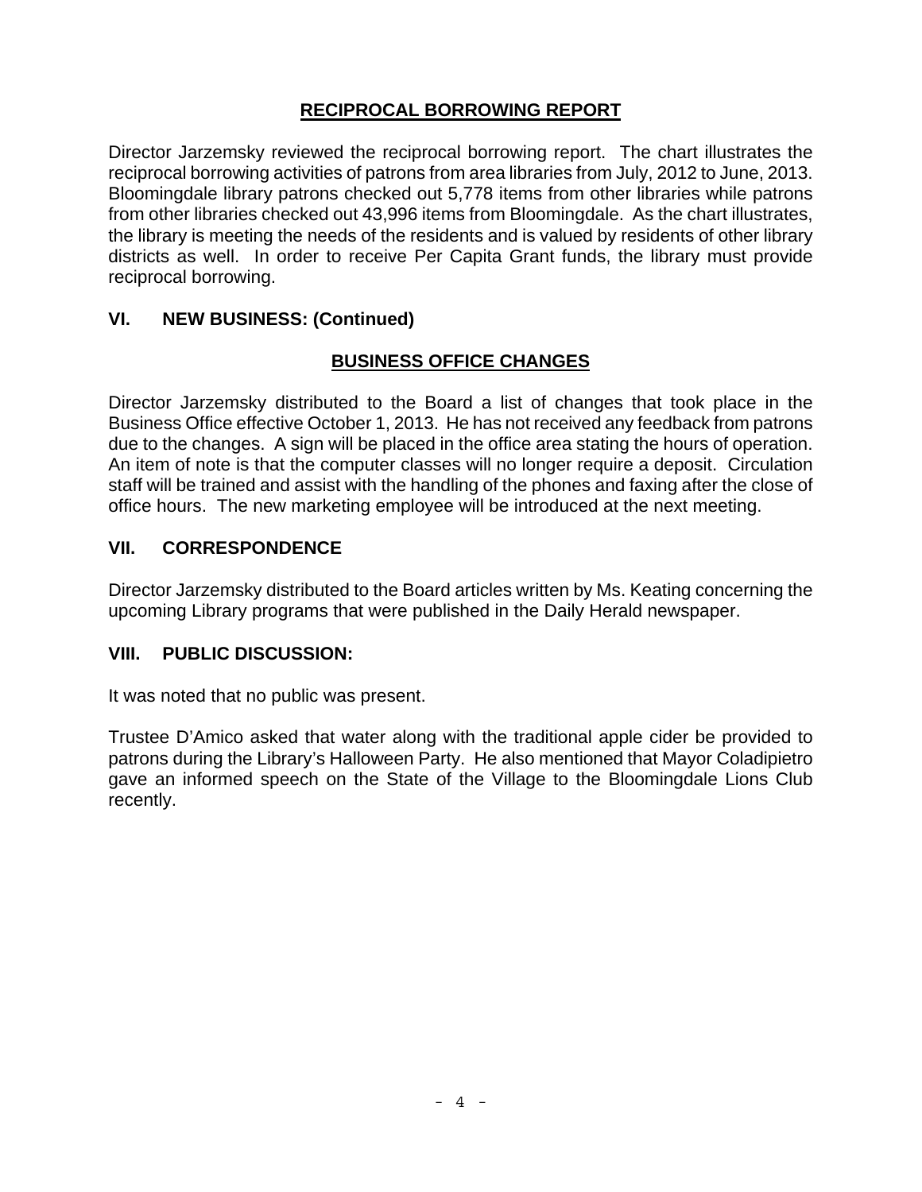## RECIPROCAL BORROWING REPORT

Director Jarzemsky reviewed the reciprocal borrowing report. The chart illustrates the reciprocal borrowing activities of patrons from area libraries from July, 2012 to June, 2013. Bloomingdale library patrons checked out 5,778 items from other libraries while patrons from other libraries checked out 43,996 items from Bloomingdale. As the chart illustrates, the library is meeting the needs of the residents and is valued by residents of other library districts as well. In order to receive Per Capita Grant funds, the library must provide reciprocal borrowing.

## VI. NEW BUSINESS: (Continued)

## BUSINESS OFFICE CHANGES

Director Jarzemsky distributed to the Board a list of changes that took place in the Business Office effective October 1, 2013. He has not received any feedback from patrons due to the changes. A sign will be placed in the office area stating the hours of operation. An item of note is that the computer classes will no longer require a deposit. Circulation staff will be trained and assist with the handling of the phones and faxing after the close of office hours. The new marketing employee will be introduced at the next meeting.

## VII. CORRESPONDENCE

Director Jarzemsky distributed to the Board articles written by Ms. Keating concerning the upcoming Library programs that were published in the Daily Herald newspaper.

## VIII. PUBLIC DISCUSSION:

It was noted that no public was present.

Trustee D'Amico asked that water along with the traditional apple cider be provided to patrons during the Library's Halloween Party. He also mentioned that Mayor Coladipietro gave an informed speech on the State of the Village to the Bloomingdale Lions Club recently.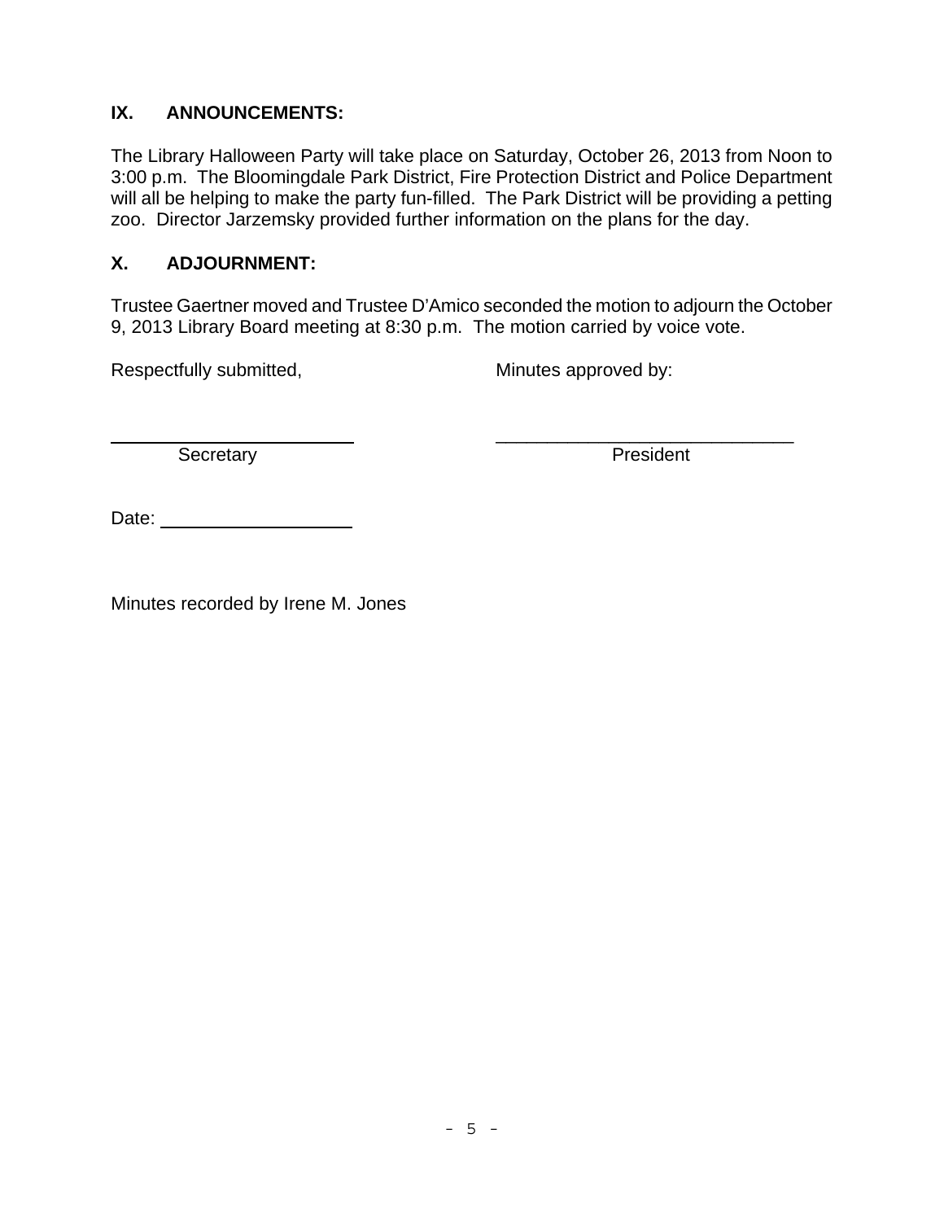## IX. ANNOUNCEMENTS:

The Library Halloween Party will take place on Saturday, October 26, 2013 from Noon to 3:00 p.m. The Bloomingdale Park District, Fire Protection District and Police Department will all be helping to make the party fun-filled. The Park District will be providing a petting zoo. Director Jarzemsky provided further information on the plans for the day.

## X. ADJOURNMENT:

Trustee Gaertner moved and Trustee D'Amico seconded the motion to adjourn the October 9, 2013 Library Board meeting at 8:30 p.m. The motion carried by voice vote.

| | |
|---|---|
| Respectfully submitted, | Minutes approved by: |
| ______________________ | ______________________ |
| Secretary | President |

Date: ________________

Minutes recorded by Irene M. Jones